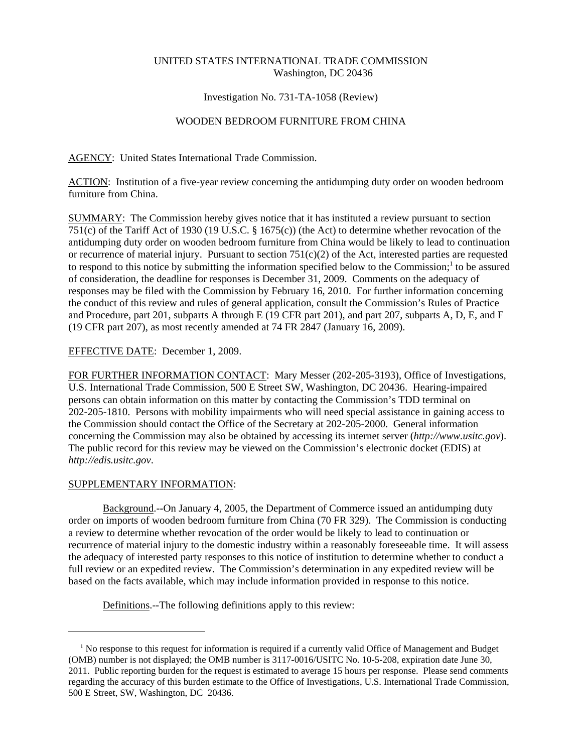UNITED STATES INTERNATIONAL TRADE COMMISSION
Washington, DC 20436

Investigation No. 731-TA-1058 (Review)

WOODEN BEDROOM FURNITURE FROM CHINA

AGENCY: United States International Trade Commission.

ACTION: Institution of a five-year review concerning the antidumping duty order on wooden bedroom furniture from China.

SUMMARY: The Commission hereby gives notice that it has instituted a review pursuant to section 751(c) of the Tariff Act of 1930 (19 U.S.C. § 1675(c)) (the Act) to determine whether revocation of the antidumping duty order on wooden bedroom furniture from China would be likely to lead to continuation or recurrence of material injury. Pursuant to section 751(c)(2) of the Act, interested parties are requested to respond to this notice by submitting the information specified below to the Commission;[1] to be assured of consideration, the deadline for responses is December 31, 2009. Comments on the adequacy of responses may be filed with the Commission by February 16, 2010. For further information concerning the conduct of this review and rules of general application, consult the Commission's Rules of Practice and Procedure, part 201, subparts A through E (19 CFR part 201), and part 207, subparts A, D, E, and F (19 CFR part 207), as most recently amended at 74 FR 2847 (January 16, 2009).

EFFECTIVE DATE: December 1, 2009.

FOR FURTHER INFORMATION CONTACT: Mary Messer (202-205-3193), Office of Investigations, U.S. International Trade Commission, 500 E Street SW, Washington, DC 20436. Hearing-impaired persons can obtain information on this matter by contacting the Commission's TDD terminal on 202-205-1810. Persons with mobility impairments who will need special assistance in gaining access to the Commission should contact the Office of the Secretary at 202-205-2000. General information concerning the Commission may also be obtained by accessing its internet server (*http://www.usitc.gov*). The public record for this review may be viewed on the Commission's electronic docket (EDIS) at *http://edis.usitc.gov*.

SUPPLEMENTARY INFORMATION:

Background.--On January 4, 2005, the Department of Commerce issued an antidumping duty order on imports of wooden bedroom furniture from China (70 FR 329). The Commission is conducting a review to determine whether revocation of the order would be likely to lead to continuation or recurrence of material injury to the domestic industry within a reasonably foreseeable time. It will assess the adequacy of interested party responses to this notice of institution to determine whether to conduct a full review or an expedited review. The Commission's determination in any expedited review will be based on the facts available, which may include information provided in response to this notice.

Definitions.--The following definitions apply to this review:

[1] No response to this request for information is required if a currently valid Office of Management and Budget (OMB) number is not displayed; the OMB number is 3117-0016/USITC No. 10-5-208, expiration date June 30, 2011. Public reporting burden for the request is estimated to average 15 hours per response. Please send comments regarding the accuracy of this burden estimate to the Office of Investigations, U.S. International Trade Commission, 500 E Street, SW, Washington, DC 20436.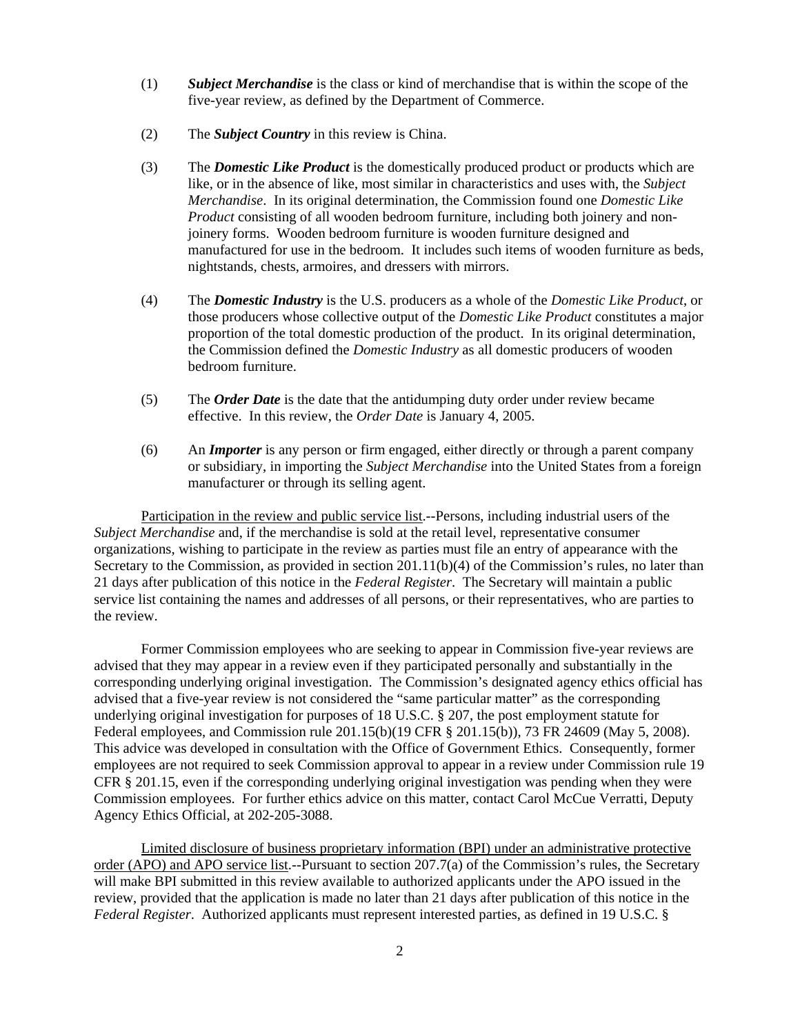(1) ***Subject Merchandise*** is the class or kind of merchandise that is within the scope of the five-year review, as defined by the Department of Commerce.

(2) The ***Subject Country*** in this review is China.

(3) The ***Domestic Like Product*** is the domestically produced product or products which are like, or in the absence of like, most similar in characteristics and uses with, the *Subject Merchandise*. In its original determination, the Commission found one *Domestic Like Product* consisting of all wooden bedroom furniture, including both joinery and non-joinery forms. Wooden bedroom furniture is wooden furniture designed and manufactured for use in the bedroom. It includes such items of wooden furniture as beds, nightstands, chests, armoires, and dressers with mirrors.

(4) The ***Domestic Industry*** is the U.S. producers as a whole of the *Domestic Like Product*, or those producers whose collective output of the *Domestic Like Product* constitutes a major proportion of the total domestic production of the product. In its original determination, the Commission defined the *Domestic Industry* as all domestic producers of wooden bedroom furniture.

(5) The ***Order Date*** is the date that the antidumping duty order under review became effective. In this review, the *Order Date* is January 4, 2005.

(6) An ***Importer*** is any person or firm engaged, either directly or through a parent company or subsidiary, in importing the *Subject Merchandise* into the United States from a foreign manufacturer or through its selling agent.

Participation in the review and public service list.--Persons, including industrial users of the *Subject Merchandise* and, if the merchandise is sold at the retail level, representative consumer organizations, wishing to participate in the review as parties must file an entry of appearance with the Secretary to the Commission, as provided in section 201.11(b)(4) of the Commission's rules, no later than 21 days after publication of this notice in the *Federal Register*. The Secretary will maintain a public service list containing the names and addresses of all persons, or their representatives, who are parties to the review.

Former Commission employees who are seeking to appear in Commission five-year reviews are advised that they may appear in a review even if they participated personally and substantially in the corresponding underlying original investigation. The Commission's designated agency ethics official has advised that a five-year review is not considered the "same particular matter" as the corresponding underlying original investigation for purposes of 18 U.S.C. § 207, the post employment statute for Federal employees, and Commission rule 201.15(b)(19 CFR § 201.15(b)), 73 FR 24609 (May 5, 2008). This advice was developed in consultation with the Office of Government Ethics. Consequently, former employees are not required to seek Commission approval to appear in a review under Commission rule 19 CFR § 201.15, even if the corresponding underlying original investigation was pending when they were Commission employees. For further ethics advice on this matter, contact Carol McCue Verratti, Deputy Agency Ethics Official, at 202-205-3088.

Limited disclosure of business proprietary information (BPI) under an administrative protective order (APO) and APO service list.--Pursuant to section 207.7(a) of the Commission's rules, the Secretary will make BPI submitted in this review available to authorized applicants under the APO issued in the review, provided that the application is made no later than 21 days after publication of this notice in the *Federal Register*. Authorized applicants must represent interested parties, as defined in 19 U.S.C. §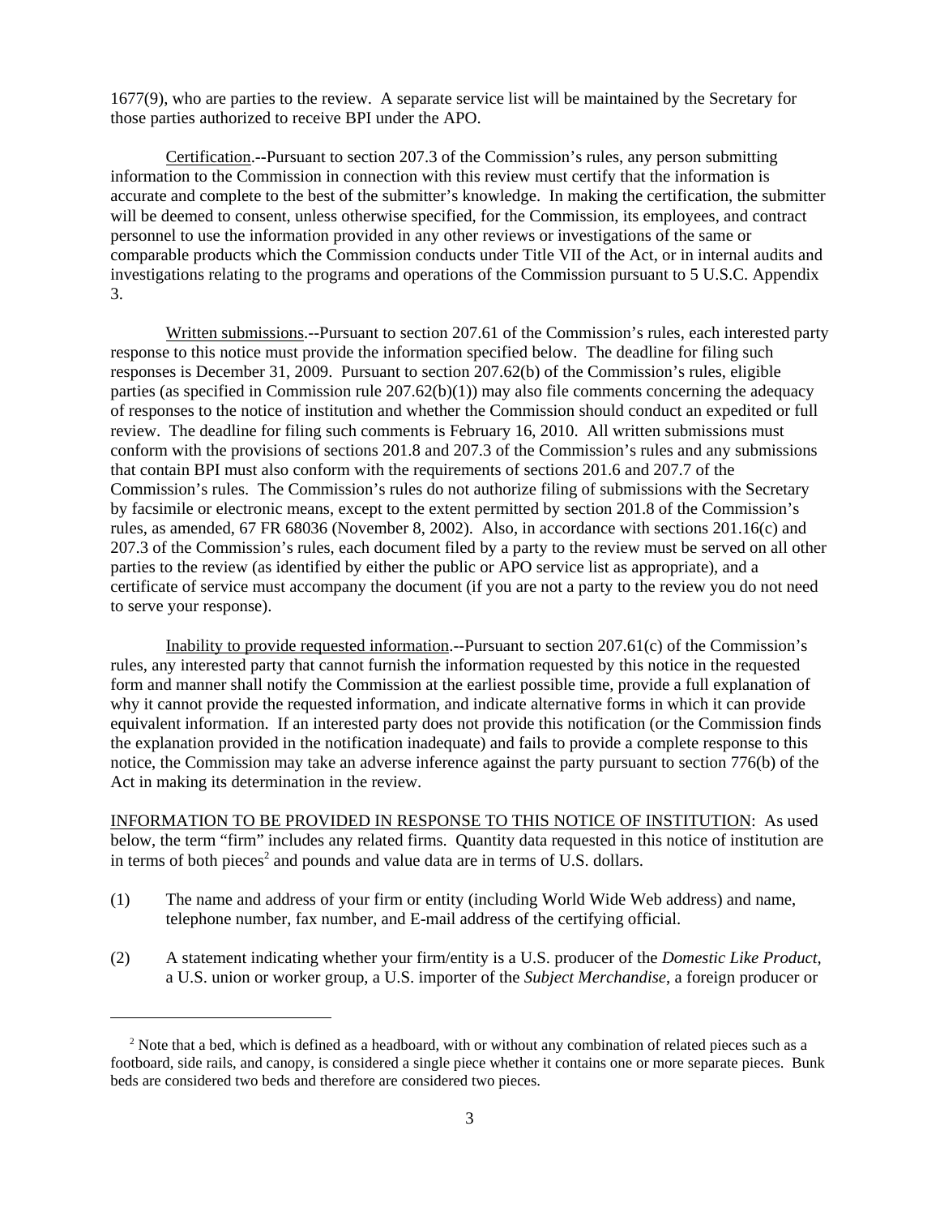1677(9), who are parties to the review. A separate service list will be maintained by the Secretary for those parties authorized to receive BPI under the APO.

Certification.--Pursuant to section 207.3 of the Commission's rules, any person submitting information to the Commission in connection with this review must certify that the information is accurate and complete to the best of the submitter's knowledge. In making the certification, the submitter will be deemed to consent, unless otherwise specified, for the Commission, its employees, and contract personnel to use the information provided in any other reviews or investigations of the same or comparable products which the Commission conducts under Title VII of the Act, or in internal audits and investigations relating to the programs and operations of the Commission pursuant to 5 U.S.C. Appendix 3.

Written submissions.--Pursuant to section 207.61 of the Commission's rules, each interested party response to this notice must provide the information specified below. The deadline for filing such responses is December 31, 2009. Pursuant to section 207.62(b) of the Commission's rules, eligible parties (as specified in Commission rule 207.62(b)(1)) may also file comments concerning the adequacy of responses to the notice of institution and whether the Commission should conduct an expedited or full review. The deadline for filing such comments is February 16, 2010. All written submissions must conform with the provisions of sections 201.8 and 207.3 of the Commission's rules and any submissions that contain BPI must also conform with the requirements of sections 201.6 and 207.7 of the Commission's rules. The Commission's rules do not authorize filing of submissions with the Secretary by facsimile or electronic means, except to the extent permitted by section 201.8 of the Commission's rules, as amended, 67 FR 68036 (November 8, 2002). Also, in accordance with sections 201.16(c) and 207.3 of the Commission's rules, each document filed by a party to the review must be served on all other parties to the review (as identified by either the public or APO service list as appropriate), and a certificate of service must accompany the document (if you are not a party to the review you do not need to serve your response).

Inability to provide requested information.--Pursuant to section 207.61(c) of the Commission's rules, any interested party that cannot furnish the information requested by this notice in the requested form and manner shall notify the Commission at the earliest possible time, provide a full explanation of why it cannot provide the requested information, and indicate alternative forms in which it can provide equivalent information. If an interested party does not provide this notification (or the Commission finds the explanation provided in the notification inadequate) and fails to provide a complete response to this notice, the Commission may take an adverse inference against the party pursuant to section 776(b) of the Act in making its determination in the review.

INFORMATION TO BE PROVIDED IN RESPONSE TO THIS NOTICE OF INSTITUTION: As used below, the term "firm" includes any related firms. Quantity data requested in this notice of institution are in terms of both pieces[2] and pounds and value data are in terms of U.S. dollars.

(1) The name and address of your firm or entity (including World Wide Web address) and name, telephone number, fax number, and E-mail address of the certifying official.

(2) A statement indicating whether your firm/entity is a U.S. producer of the *Domestic Like Product*, a U.S. union or worker group, a U.S. importer of the *Subject Merchandise*, a foreign producer or

[2] Note that a bed, which is defined as a headboard, with or without any combination of related pieces such as a footboard, side rails, and canopy, is considered a single piece whether it contains one or more separate pieces. Bunk beds are considered two beds and therefore are considered two pieces.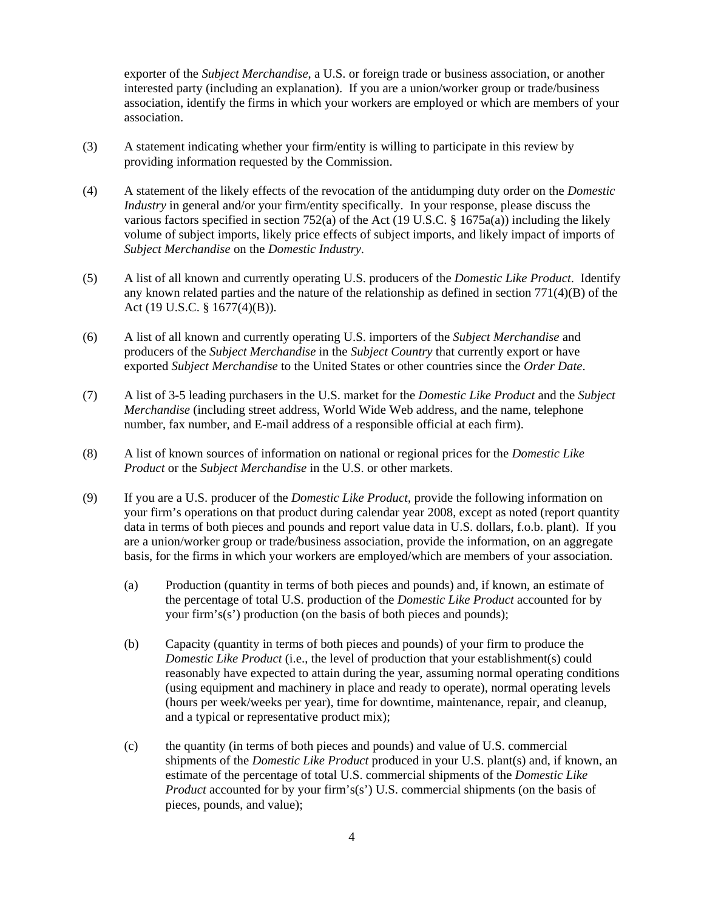exporter of the *Subject Merchandise*, a U.S. or foreign trade or business association, or another interested party (including an explanation). If you are a union/worker group or trade/business association, identify the firms in which your workers are employed or which are members of your association.

(3) A statement indicating whether your firm/entity is willing to participate in this review by providing information requested by the Commission.

(4) A statement of the likely effects of the revocation of the antidumping duty order on the *Domestic Industry* in general and/or your firm/entity specifically. In your response, please discuss the various factors specified in section 752(a) of the Act (19 U.S.C. § 1675a(a)) including the likely volume of subject imports, likely price effects of subject imports, and likely impact of imports of *Subject Merchandise* on the *Domestic Industry*.

(5) A list of all known and currently operating U.S. producers of the *Domestic Like Product*. Identify any known related parties and the nature of the relationship as defined in section 771(4)(B) of the Act (19 U.S.C. § 1677(4)(B)).

(6) A list of all known and currently operating U.S. importers of the *Subject Merchandise* and producers of the *Subject Merchandise* in the *Subject Country* that currently export or have exported *Subject Merchandise* to the United States or other countries since the *Order Date*.

(7) A list of 3-5 leading purchasers in the U.S. market for the *Domestic Like Product* and the *Subject Merchandise* (including street address, World Wide Web address, and the name, telephone number, fax number, and E-mail address of a responsible official at each firm).

(8) A list of known sources of information on national or regional prices for the *Domestic Like Product* or the *Subject Merchandise* in the U.S. or other markets.

(9) If you are a U.S. producer of the *Domestic Like Product*, provide the following information on your firm's operations on that product during calendar year 2008, except as noted (report quantity data in terms of both pieces and pounds and report value data in U.S. dollars, f.o.b. plant). If you are a union/worker group or trade/business association, provide the information, on an aggregate basis, for the firms in which your workers are employed/which are members of your association.

 (a) Production (quantity in terms of both pieces and pounds) and, if known, an estimate of the percentage of total U.S. production of the *Domestic Like Product* accounted for by your firm's(s') production (on the basis of both pieces and pounds);

 (b) Capacity (quantity in terms of both pieces and pounds) of your firm to produce the *Domestic Like Product* (i.e., the level of production that your establishment(s) could reasonably have expected to attain during the year, assuming normal operating conditions (using equipment and machinery in place and ready to operate), normal operating levels (hours per week/weeks per year), time for downtime, maintenance, repair, and cleanup, and a typical or representative product mix);

 (c) the quantity (in terms of both pieces and pounds) and value of U.S. commercial shipments of the *Domestic Like Product* produced in your U.S. plant(s) and, if known, an estimate of the percentage of total U.S. commercial shipments of the *Domestic Like Product* accounted for by your firm's(s') U.S. commercial shipments (on the basis of pieces, pounds, and value);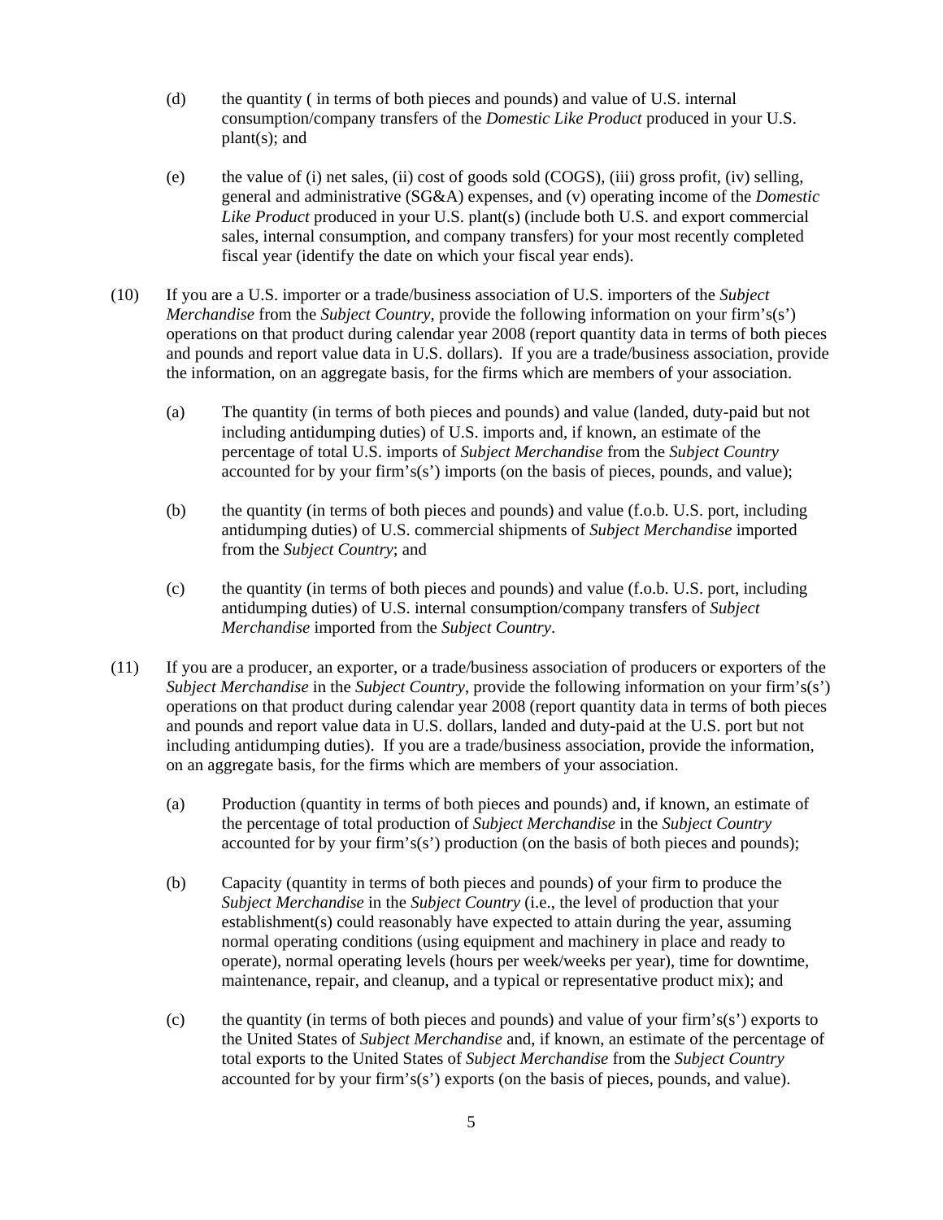(d) the quantity ( in terms of both pieces and pounds) and value of U.S. internal consumption/company transfers of the *Domestic Like Product* produced in your U.S. plant(s); and

(e) the value of (i) net sales, (ii) cost of goods sold (COGS), (iii) gross profit, (iv) selling, general and administrative (SG&A) expenses, and (v) operating income of the *Domestic Like Product* produced in your U.S. plant(s) (include both U.S. and export commercial sales, internal consumption, and company transfers) for your most recently completed fiscal year (identify the date on which your fiscal year ends).

(10) If you are a U.S. importer or a trade/business association of U.S. importers of the *Subject Merchandise* from the *Subject Country*, provide the following information on your firm's(s') operations on that product during calendar year 2008 (report quantity data in terms of both pieces and pounds and report value data in U.S. dollars). If you are a trade/business association, provide the information, on an aggregate basis, for the firms which are members of your association.

(a) The quantity (in terms of both pieces and pounds) and value (landed, duty-paid but not including antidumping duties) of U.S. imports and, if known, an estimate of the percentage of total U.S. imports of *Subject Merchandise* from the *Subject Country* accounted for by your firm's(s') imports (on the basis of pieces, pounds, and value);

(b) the quantity (in terms of both pieces and pounds) and value (f.o.b. U.S. port, including antidumping duties) of U.S. commercial shipments of *Subject Merchandise* imported from the *Subject Country*; and

(c) the quantity (in terms of both pieces and pounds) and value (f.o.b. U.S. port, including antidumping duties) of U.S. internal consumption/company transfers of *Subject Merchandise* imported from the *Subject Country*.

(11) If you are a producer, an exporter, or a trade/business association of producers or exporters of the *Subject Merchandise* in the *Subject Country*, provide the following information on your firm's(s') operations on that product during calendar year 2008 (report quantity data in terms of both pieces and pounds and report value data in U.S. dollars, landed and duty-paid at the U.S. port but not including antidumping duties). If you are a trade/business association, provide the information, on an aggregate basis, for the firms which are members of your association.

(a) Production (quantity in terms of both pieces and pounds) and, if known, an estimate of the percentage of total production of *Subject Merchandise* in the *Subject Country* accounted for by your firm's(s') production (on the basis of both pieces and pounds);

(b) Capacity (quantity in terms of both pieces and pounds) of your firm to produce the *Subject Merchandise* in the *Subject Country* (i.e., the level of production that your establishment(s) could reasonably have expected to attain during the year, assuming normal operating conditions (using equipment and machinery in place and ready to operate), normal operating levels (hours per week/weeks per year), time for downtime, maintenance, repair, and cleanup, and a typical or representative product mix); and

(c) the quantity (in terms of both pieces and pounds) and value of your firm's(s') exports to the United States of *Subject Merchandise* and, if known, an estimate of the percentage of total exports to the United States of *Subject Merchandise* from the *Subject Country* accounted for by your firm's(s') exports (on the basis of pieces, pounds, and value).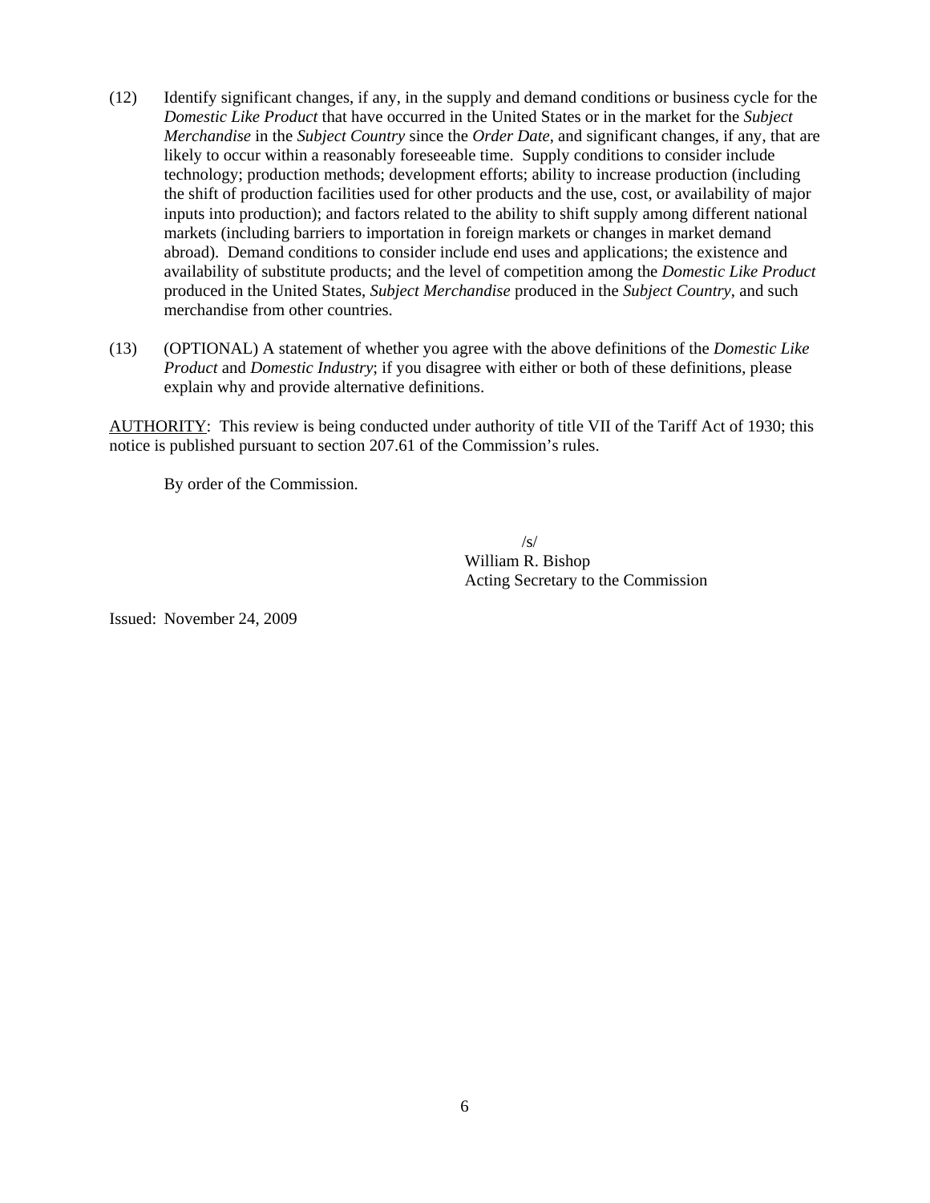(12) Identify significant changes, if any, in the supply and demand conditions or business cycle for the *Domestic Like Product* that have occurred in the United States or in the market for the *Subject Merchandise* in the *Subject Country* since the *Order Date*, and significant changes, if any, that are likely to occur within a reasonably foreseeable time. Supply conditions to consider include technology; production methods; development efforts; ability to increase production (including the shift of production facilities used for other products and the use, cost, or availability of major inputs into production); and factors related to the ability to shift supply among different national markets (including barriers to importation in foreign markets or changes in market demand abroad). Demand conditions to consider include end uses and applications; the existence and availability of substitute products; and the level of competition among the *Domestic Like Product* produced in the United States, *Subject Merchandise* produced in the *Subject Country*, and such merchandise from other countries.

(13) (OPTIONAL) A statement of whether you agree with the above definitions of the *Domestic Like Product* and *Domestic Industry*; if you disagree with either or both of these definitions, please explain why and provide alternative definitions.

<u>AUTHORITY</u>: This review is being conducted under authority of title VII of the Tariff Act of 1930; this notice is published pursuant to section 207.61 of the Commission's rules.

By order of the Commission.

/s/
William R. Bishop
Acting Secretary to the Commission

Issued: November 24, 2009